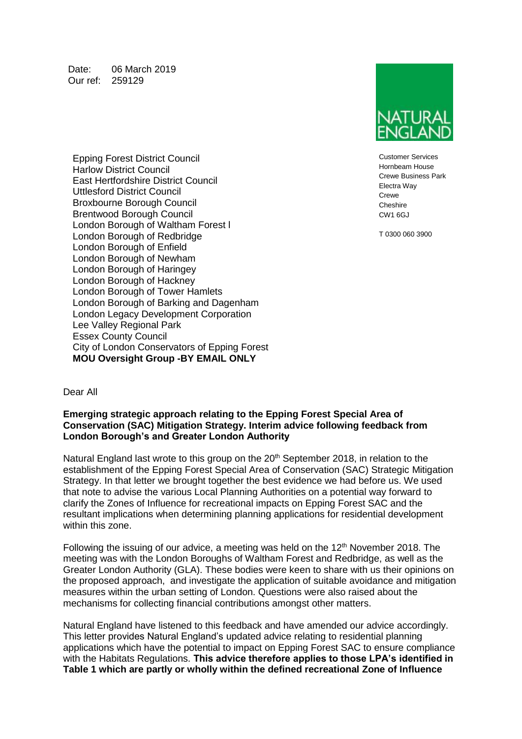Date: 06 March 2019
Our ref: 259129

NATURAL ENGLAND

Customer Services
Hornbeam House
Crewe Business Park
Electra Way
Crewe
Cheshire
CW1 6GJ

T 0300 060 3900

Epping Forest District Council
Harlow District Council
East Hertfordshire District Council
Uttlesford District Council
Broxbourne Borough Council
Brentwood Borough Council
London Borough of Waltham Forest l
London Borough of Redbridge
London Borough of Enfield
London Borough of Newham
London Borough of Haringey
London Borough of Hackney
London Borough of Tower Hamlets
London Borough of Barking and Dagenham
London Legacy Development Corporation
Lee Valley Regional Park
Essex County Council
City of London Conservators of Epping Forest
**MOU Oversight Group -BY EMAIL ONLY**

Dear All

**Emerging strategic approach relating to the Epping Forest Special Area of Conservation (SAC) Mitigation Strategy. Interim advice following feedback from London Borough's and Greater London Authority**

Natural England last wrote to this group on the 20th September 2018, in relation to the establishment of the Epping Forest Special Area of Conservation (SAC) Strategic Mitigation Strategy. In that letter we brought together the best evidence we had before us. We used that note to advise the various Local Planning Authorities on a potential way forward to clarify the Zones of Influence for recreational impacts on Epping Forest SAC and the resultant implications when determining planning applications for residential development within this zone.

Following the issuing of our advice, a meeting was held on the 12th November 2018. The meeting was with the London Boroughs of Waltham Forest and Redbridge, as well as the Greater London Authority (GLA). These bodies were keen to share with us their opinions on the proposed approach, and investigate the application of suitable avoidance and mitigation measures within the urban setting of London. Questions were also raised about the mechanisms for collecting financial contributions amongst other matters.

Natural England have listened to this feedback and have amended our advice accordingly. This letter provides Natural England's updated advice relating to residential planning applications which have the potential to impact on Epping Forest SAC to ensure compliance with the Habitats Regulations. **This advice therefore applies to those LPA's identified in Table 1 which are partly or wholly within the defined recreational Zone of Influence**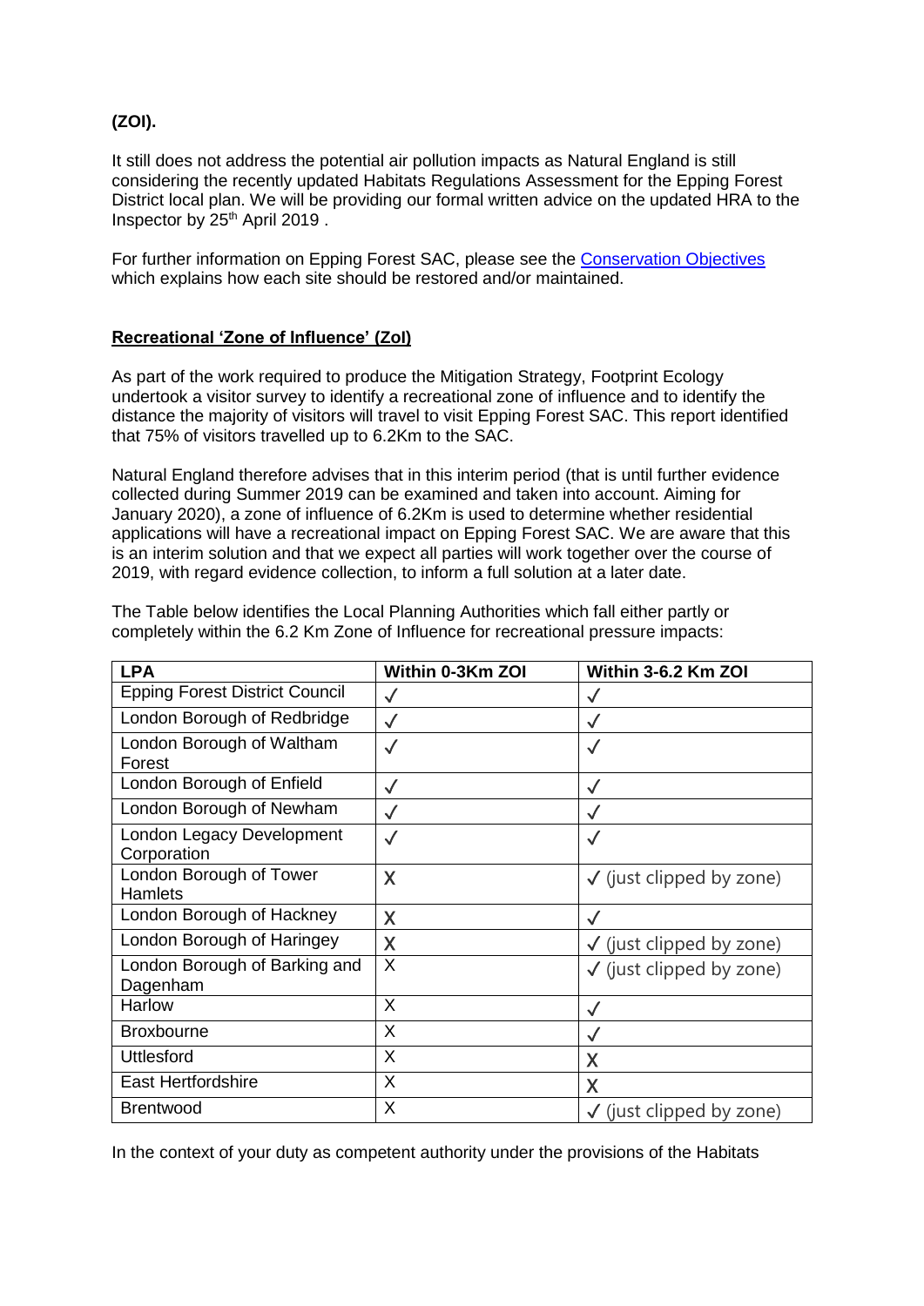**(ZOI).**

It still does not address the potential air pollution impacts as Natural England is still considering the recently updated Habitats Regulations Assessment for the Epping Forest District local plan. We will be providing our formal written advice on the updated HRA to the Inspector by 25th April 2019 .

For further information on Epping Forest SAC, please see the Conservation Objectives which explains how each site should be restored and/or maintained.

## Recreational 'Zone of Influence' (ZoI)

As part of the work required to produce the Mitigation Strategy, Footprint Ecology undertook a visitor survey to identify a recreational zone of influence and to identify the distance the majority of visitors will travel to visit Epping Forest SAC. This report identified that 75% of visitors travelled up to 6.2Km to the SAC.

Natural England therefore advises that in this interim period (that is until further evidence collected during Summer 2019 can be examined and taken into account. Aiming for January 2020), a zone of influence of 6.2Km is used to determine whether residential applications will have a recreational impact on Epping Forest SAC. We are aware that this is an interim solution and that we expect all parties will work together over the course of 2019, with regard evidence collection, to inform a full solution at a later date.

The Table below identifies the Local Planning Authorities which fall either partly or completely within the 6.2 Km Zone of Influence for recreational pressure impacts:

| LPA | Within 0-3Km ZOI | Within 3-6.2 Km ZOI |
|---|---|---|
| Epping Forest District Council | ✓ | ✓ |
| London Borough of Redbridge | ✓ | ✓ |
| London Borough of Waltham Forest | ✓ | ✓ |
| London Borough of Enfield | ✓ | ✓ |
| London Borough of Newham | ✓ | ✓ |
| London Legacy Development Corporation | ✓ | ✓ |
| London Borough of Tower Hamlets | X | ✓ (just clipped by zone) |
| London Borough of Hackney | X | ✓ |
| London Borough of Haringey | X | ✓ (just clipped by zone) |
| London Borough of Barking and Dagenham | X | ✓ (just clipped by zone) |
| Harlow | X | ✓ |
| Broxbourne | X | ✓ |
| Uttlesford | X | X |
| East Hertfordshire | X | X |
| Brentwood | X | ✓ (just clipped by zone) |

In the context of your duty as competent authority under the provisions of the Habitats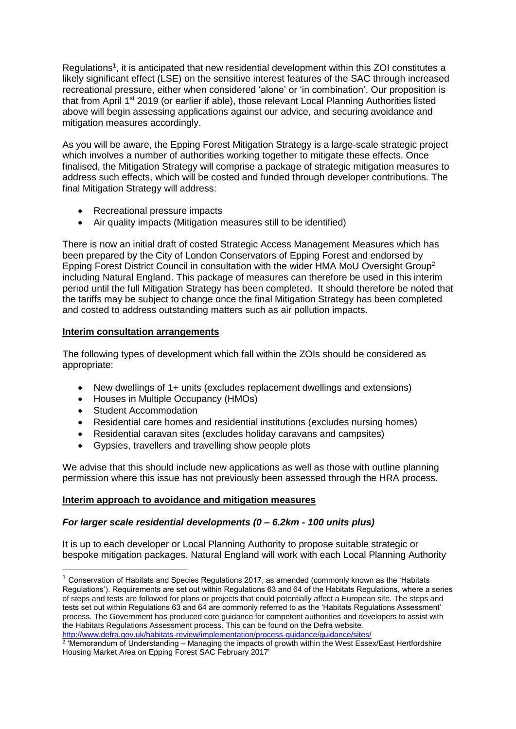Regulations[1], it is anticipated that new residential development within this ZOI constitutes a likely significant effect (LSE) on the sensitive interest features of the SAC through increased recreational pressure, either when considered 'alone' or 'in combination'. Our proposition is that from April 1st 2019 (or earlier if able), those relevant Local Planning Authorities listed above will begin assessing applications against our advice, and securing avoidance and mitigation measures accordingly.

As you will be aware, the Epping Forest Mitigation Strategy is a large-scale strategic project which involves a number of authorities working together to mitigate these effects. Once finalised, the Mitigation Strategy will comprise a package of strategic mitigation measures to address such effects, which will be costed and funded through developer contributions. The final Mitigation Strategy will address:

- Recreational pressure impacts
- Air quality impacts (Mitigation measures still to be identified)

There is now an initial draft of costed Strategic Access Management Measures which has been prepared by the City of London Conservators of Epping Forest and endorsed by Epping Forest District Council in consultation with the wider HMA MoU Oversight Group[2] including Natural England. This package of measures can therefore be used in this interim period until the full Mitigation Strategy has been completed. It should therefore be noted that the tariffs may be subject to change once the final Mitigation Strategy has been completed and costed to address outstanding matters such as air pollution impacts.

**Interim consultation arrangements**

The following types of development which fall within the ZOIs should be considered as appropriate:

- New dwellings of 1+ units (excludes replacement dwellings and extensions)
- Houses in Multiple Occupancy (HMOs)
- Student Accommodation
- Residential care homes and residential institutions (excludes nursing homes)
- Residential caravan sites (excludes holiday caravans and campsites)
- Gypsies, travellers and travelling show people plots

We advise that this should include new applications as well as those with outline planning permission where this issue has not previously been assessed through the HRA process.

**Interim approach to avoidance and mitigation measures**

***For larger scale residential developments (0 – 6.2km - 100 units plus)***

It is up to each developer or Local Planning Authority to propose suitable strategic or bespoke mitigation packages. Natural England will work with each Local Planning Authority

---

[1] Conservation of Habitats and Species Regulations 2017, as amended (commonly known as the 'Habitats Regulations'). Requirements are set out within Regulations 63 and 64 of the Habitats Regulations, where a series of steps and tests are followed for plans or projects that could potentially affect a European site. The steps and tests set out within Regulations 63 and 64 are commonly referred to as the 'Habitats Regulations Assessment' process. The Government has produced core guidance for competent authorities and developers to assist with the Habitats Regulations Assessment process. This can be found on the Defra website. http://www.defra.gov.uk/habitats-review/implementation/process-guidance/guidance/sites/

[2] 'Memorandum of Understanding – Managing the impacts of growth within the West Essex/East Hertfordshire Housing Market Area on Epping Forest SAC February 2017'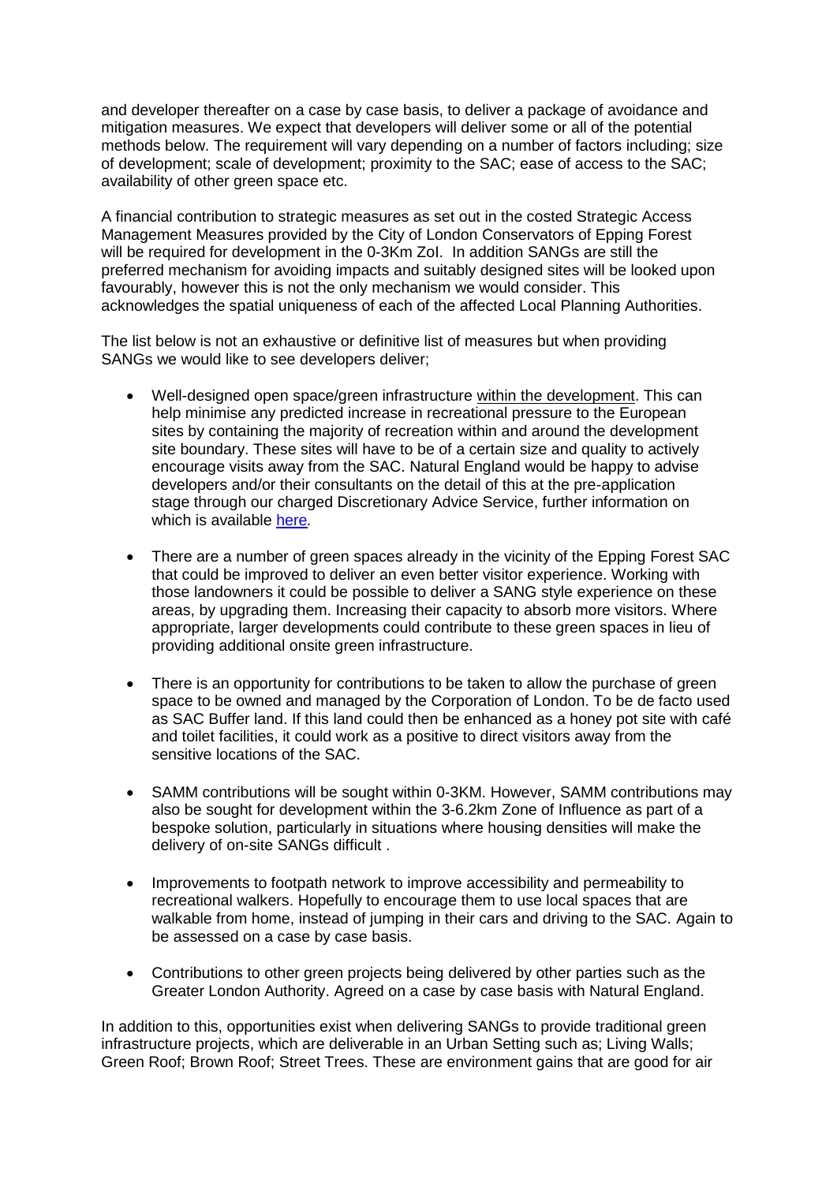and developer thereafter on a case by case basis, to deliver a package of avoidance and mitigation measures. We expect that developers will deliver some or all of the potential methods below. The requirement will vary depending on a number of factors including; size of development; scale of development; proximity to the SAC; ease of access to the SAC; availability of other green space etc.

A financial contribution to strategic measures as set out in the costed Strategic Access Management Measures provided by the City of London Conservators of Epping Forest will be required for development in the 0-3Km ZoI. In addition SANGs are still the preferred mechanism for avoiding impacts and suitably designed sites will be looked upon favourably, however this is not the only mechanism we would consider. This acknowledges the spatial uniqueness of each of the affected Local Planning Authorities.

The list below is not an exhaustive or definitive list of measures but when providing SANGs we would like to see developers deliver;

- Well-designed open space/green infrastructure within the development. This can help minimise any predicted increase in recreational pressure to the European sites by containing the majority of recreation within and around the development site boundary. These sites will have to be of a certain size and quality to actively encourage visits away from the SAC. Natural England would be happy to advise developers and/or their consultants on the detail of this at the pre-application stage through our charged Discretionary Advice Service, further information on which is available here.

- There are a number of green spaces already in the vicinity of the Epping Forest SAC that could be improved to deliver an even better visitor experience. Working with those landowners it could be possible to deliver a SANG style experience on these areas, by upgrading them. Increasing their capacity to absorb more visitors. Where appropriate, larger developments could contribute to these green spaces in lieu of providing additional onsite green infrastructure.

- There is an opportunity for contributions to be taken to allow the purchase of green space to be owned and managed by the Corporation of London. To be de facto used as SAC Buffer land. If this land could then be enhanced as a honey pot site with café and toilet facilities, it could work as a positive to direct visitors away from the sensitive locations of the SAC.

- SAMM contributions will be sought within 0-3KM. However, SAMM contributions may also be sought for development within the 3-6.2km Zone of Influence as part of a bespoke solution, particularly in situations where housing densities will make the delivery of on-site SANGs difficult .

- Improvements to footpath network to improve accessibility and permeability to recreational walkers. Hopefully to encourage them to use local spaces that are walkable from home, instead of jumping in their cars and driving to the SAC. Again to be assessed on a case by case basis.

- Contributions to other green projects being delivered by other parties such as the Greater London Authority. Agreed on a case by case basis with Natural England.

In addition to this, opportunities exist when delivering SANGs to provide traditional green infrastructure projects, which are deliverable in an Urban Setting such as; Living Walls; Green Roof; Brown Roof; Street Trees. These are environment gains that are good for air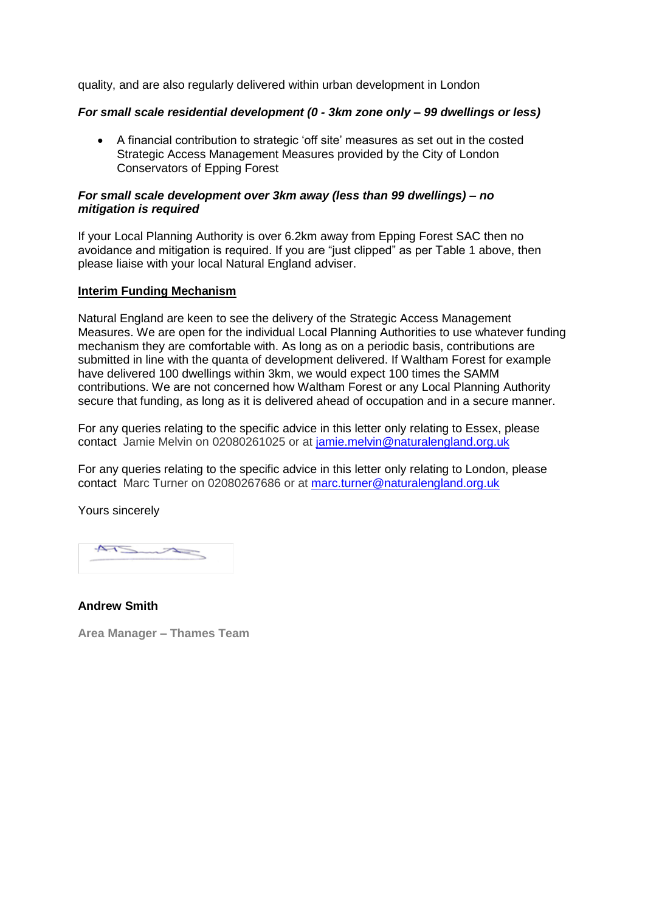quality, and are also regularly delivered within urban development in London

***For small scale residential development (0 - 3km zone only – 99 dwellings or less)***

- A financial contribution to strategic 'off site' measures as set out in the costed Strategic Access Management Measures provided by the City of London Conservators of Epping Forest

***For small scale development over 3km away (less than 99 dwellings) – no mitigation is required***

If your Local Planning Authority is over 6.2km away from Epping Forest SAC then no avoidance and mitigation is required. If you are "just clipped" as per Table 1 above, then please liaise with your local Natural England adviser.

**Interim Funding Mechanism**

Natural England are keen to see the delivery of the Strategic Access Management Measures. We are open for the individual Local Planning Authorities to use whatever funding mechanism they are comfortable with. As long as on a periodic basis, contributions are submitted in line with the quanta of development delivered. If Waltham Forest for example have delivered 100 dwellings within 3km, we would expect 100 times the SAMM contributions. We are not concerned how Waltham Forest or any Local Planning Authority secure that funding, as long as it is delivered ahead of occupation and in a secure manner.

For any queries relating to the specific advice in this letter only relating to Essex, please contact Jamie Melvin on 02080261025 or at jamie.melvin@naturalengland.org.uk

For any queries relating to the specific advice in this letter only relating to London, please contact Marc Turner on 02080267686 or at marc.turner@naturalengland.org.uk

Yours sincerely

**Andrew Smith**

**Area Manager – Thames Team**